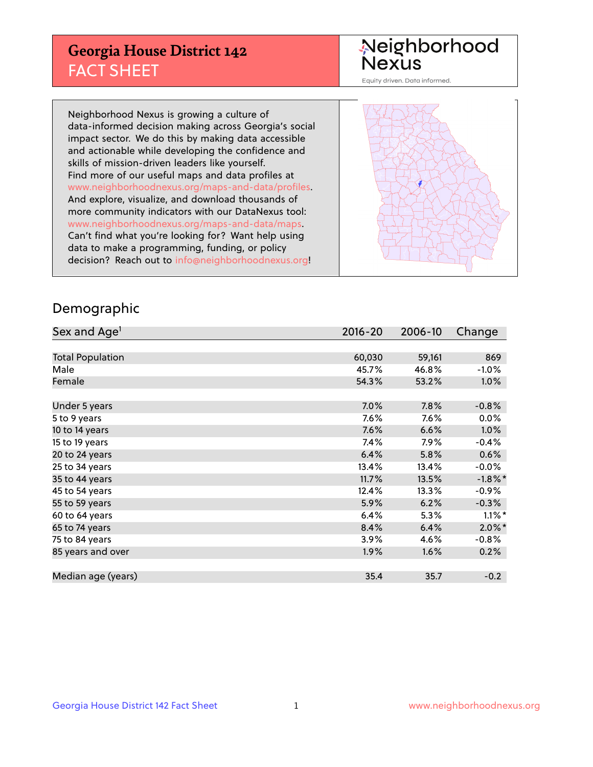# Georgia House District 142

## FACT SHEET

Neighborhood Nexus

Equity driven. Data informed.

Neighborhood Nexus is growing a culture of data-informed decision making across Georgia's social impact sector. We do this by making data accessible and actionable while developing the confidence and skills of mission-driven leaders like yourself. Find more of our useful maps and data profiles at www.neighborhoodnexus.org/maps-and-data/profiles. And explore, visualize, and download thousands of more community indicators with our DataNexus tool: www.neighborhoodnexus.org/maps-and-data/maps. Can't find what you're looking for? Want help using data to make a programming, funding, or policy decision? Reach out to info@neighborhoodnexus.org!

## Demographic

| Sex and Age[1] | 2016-20 | 2006-10 | Change |
|---|---|---|---|
| Total Population | 60,030 | 59,161 | 869 |
| Male | 45.7% | 46.8% | -1.0% |
| Female | 54.3% | 53.2% | 1.0% |
| | | | |
| Under 5 years | 7.0% | 7.8% | -0.8% |
| 5 to 9 years | 7.6% | 7.6% | 0.0% |
| 10 to 14 years | 7.6% | 6.6% | 1.0% |
| 15 to 19 years | 7.4% | 7.9% | -0.4% |
| 20 to 24 years | 6.4% | 5.8% | 0.6% |
| 25 to 34 years | 13.4% | 13.4% | -0.0% |
| 35 to 44 years | 11.7% | 13.5% | -1.8%* |
| 45 to 54 years | 12.4% | 13.3% | -0.9% |
| 55 to 59 years | 5.9% | 6.2% | -0.3% |
| 60 to 64 years | 6.4% | 5.3% | 1.1%* |
| 65 to 74 years | 8.4% | 6.4% | 2.0%* |
| 75 to 84 years | 3.9% | 4.6% | -0.8% |
| 85 years and over | 1.9% | 1.6% | 0.2% |
| | | | |
| Median age (years) | 35.4 | 35.7 | -0.2 |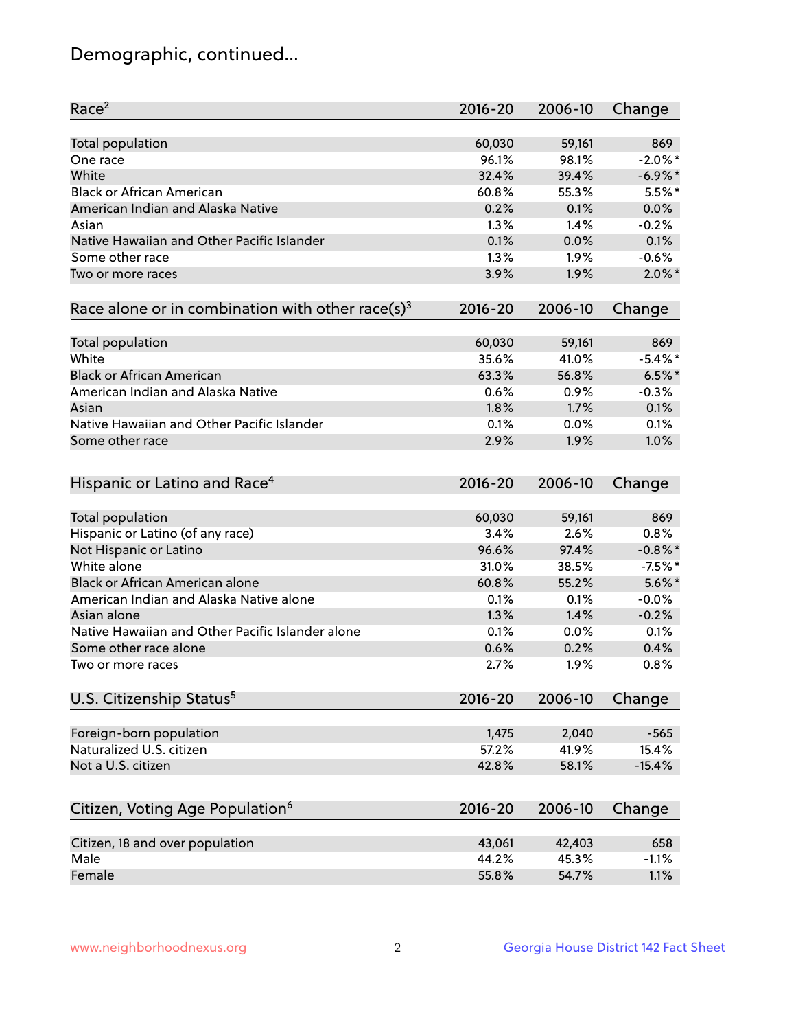## Demographic, continued...

| Race[2] | 2016-20 | 2006-10 | Change |
|---|---|---|---|
| Total population | 60,030 | 59,161 | 869 |
| One race | 96.1% | 98.1% | -2.0%* |
| White | 32.4% | 39.4% | -6.9%* |
| Black or African American | 60.8% | 55.3% | 5.5%* |
| American Indian and Alaska Native | 0.2% | 0.1% | 0.0% |
| Asian | 1.3% | 1.4% | -0.2% |
| Native Hawaiian and Other Pacific Islander | 0.1% | 0.0% | 0.1% |
| Some other race | 1.3% | 1.9% | -0.6% |
| Two or more races | 3.9% | 1.9% | 2.0%* |

| Race alone or in combination with other race(s)[3] | 2016-20 | 2006-10 | Change |
|---|---|---|---|
| Total population | 60,030 | 59,161 | 869 |
| White | 35.6% | 41.0% | -5.4%* |
| Black or African American | 63.3% | 56.8% | 6.5%* |
| American Indian and Alaska Native | 0.6% | 0.9% | -0.3% |
| Asian | 1.8% | 1.7% | 0.1% |
| Native Hawaiian and Other Pacific Islander | 0.1% | 0.0% | 0.1% |
| Some other race | 2.9% | 1.9% | 1.0% |

| Hispanic or Latino and Race[4] | 2016-20 | 2006-10 | Change |
|---|---|---|---|
| Total population | 60,030 | 59,161 | 869 |
| Hispanic or Latino (of any race) | 3.4% | 2.6% | 0.8% |
| Not Hispanic or Latino | 96.6% | 97.4% | -0.8%* |
| White alone | 31.0% | 38.5% | -7.5%* |
| Black or African American alone | 60.8% | 55.2% | 5.6%* |
| American Indian and Alaska Native alone | 0.1% | 0.1% | -0.0% |
| Asian alone | 1.3% | 1.4% | -0.2% |
| Native Hawaiian and Other Pacific Islander alone | 0.1% | 0.0% | 0.1% |
| Some other race alone | 0.6% | 0.2% | 0.4% |
| Two or more races | 2.7% | 1.9% | 0.8% |

| U.S. Citizenship Status[5] | 2016-20 | 2006-10 | Change |
|---|---|---|---|
| Foreign-born population | 1,475 | 2,040 | -565 |
| Naturalized U.S. citizen | 57.2% | 41.9% | 15.4% |
| Not a U.S. citizen | 42.8% | 58.1% | -15.4% |

| Citizen, Voting Age Population[6] | 2016-20 | 2006-10 | Change |
|---|---|---|---|
| Citizen, 18 and over population | 43,061 | 42,403 | 658 |
| Male | 44.2% | 45.3% | -1.1% |
| Female | 55.8% | 54.7% | 1.1% |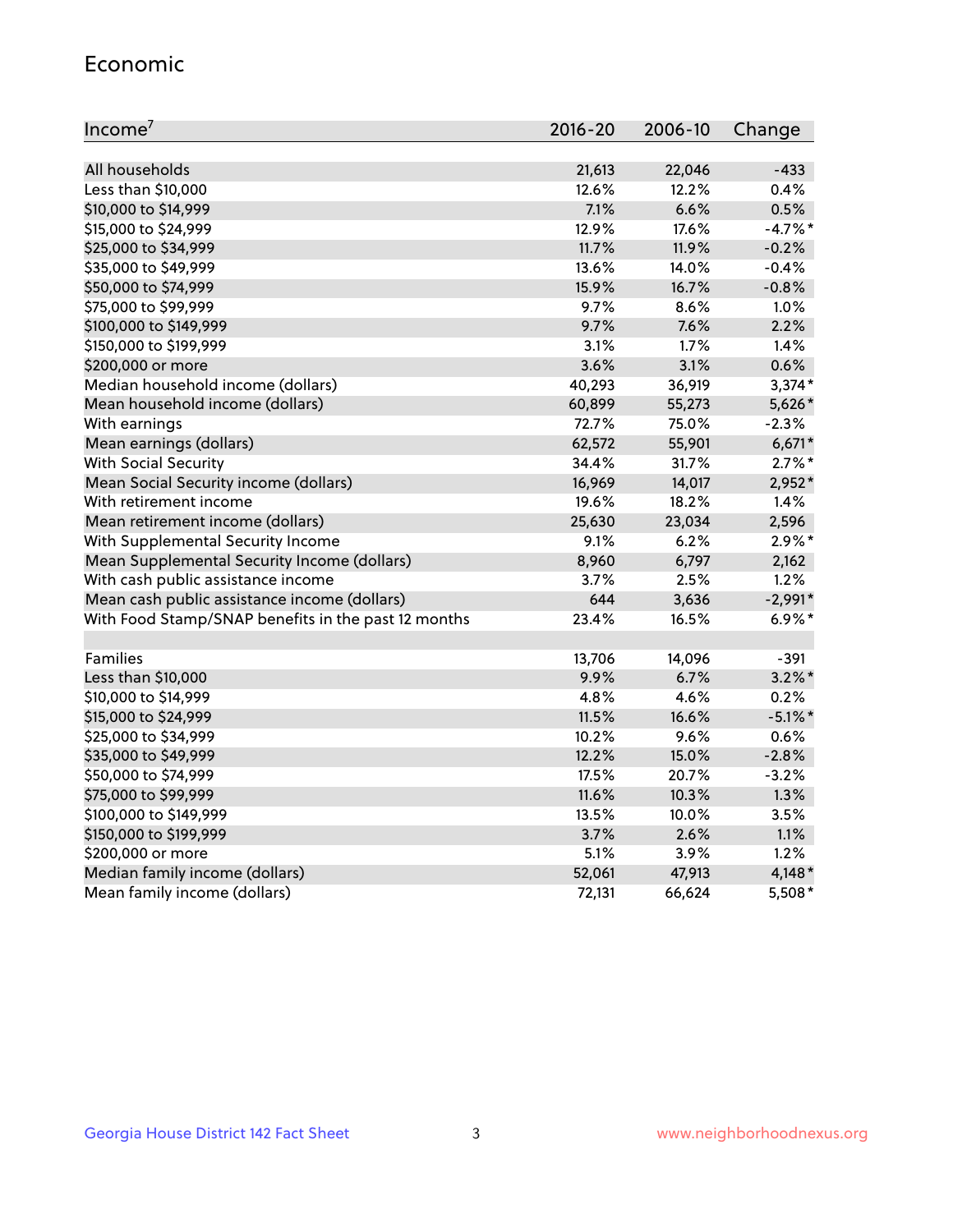## Economic

| Income[7] | 2016-20 | 2006-10 | Change |
|---|---|---|---|
| All households | 21,613 | 22,046 | -433 |
| Less than $10,000 | 12.6% | 12.2% | 0.4% |
| $10,000 to $14,999 | 7.1% | 6.6% | 0.5% |
| $15,000 to $24,999 | 12.9% | 17.6% | -4.7%* |
| $25,000 to $34,999 | 11.7% | 11.9% | -0.2% |
| $35,000 to $49,999 | 13.6% | 14.0% | -0.4% |
| $50,000 to $74,999 | 15.9% | 16.7% | -0.8% |
| $75,000 to $99,999 | 9.7% | 8.6% | 1.0% |
| $100,000 to $149,999 | 9.7% | 7.6% | 2.2% |
| $150,000 to $199,999 | 3.1% | 1.7% | 1.4% |
| $200,000 or more | 3.6% | 3.1% | 0.6% |
| Median household income (dollars) | 40,293 | 36,919 | 3,374* |
| Mean household income (dollars) | 60,899 | 55,273 | 5,626* |
| With earnings | 72.7% | 75.0% | -2.3% |
| Mean earnings (dollars) | 62,572 | 55,901 | 6,671* |
| With Social Security | 34.4% | 31.7% | 2.7%* |
| Mean Social Security income (dollars) | 16,969 | 14,017 | 2,952* |
| With retirement income | 19.6% | 18.2% | 1.4% |
| Mean retirement income (dollars) | 25,630 | 23,034 | 2,596 |
| With Supplemental Security Income | 9.1% | 6.2% | 2.9%* |
| Mean Supplemental Security Income (dollars) | 8,960 | 6,797 | 2,162 |
| With cash public assistance income | 3.7% | 2.5% | 1.2% |
| Mean cash public assistance income (dollars) | 644 | 3,636 | -2,991* |
| With Food Stamp/SNAP benefits in the past 12 months | 23.4% | 16.5% | 6.9%* |
| | | | |
| Families | 13,706 | 14,096 | -391 |
| Less than $10,000 | 9.9% | 6.7% | 3.2%* |
| $10,000 to $14,999 | 4.8% | 4.6% | 0.2% |
| $15,000 to $24,999 | 11.5% | 16.6% | -5.1%* |
| $25,000 to $34,999 | 10.2% | 9.6% | 0.6% |
| $35,000 to $49,999 | 12.2% | 15.0% | -2.8% |
| $50,000 to $74,999 | 17.5% | 20.7% | -3.2% |
| $75,000 to $99,999 | 11.6% | 10.3% | 1.3% |
| $100,000 to $149,999 | 13.5% | 10.0% | 3.5% |
| $150,000 to $199,999 | 3.7% | 2.6% | 1.1% |
| $200,000 or more | 5.1% | 3.9% | 1.2% |
| Median family income (dollars) | 52,061 | 47,913 | 4,148* |
| Mean family income (dollars) | 72,131 | 66,624 | 5,508* |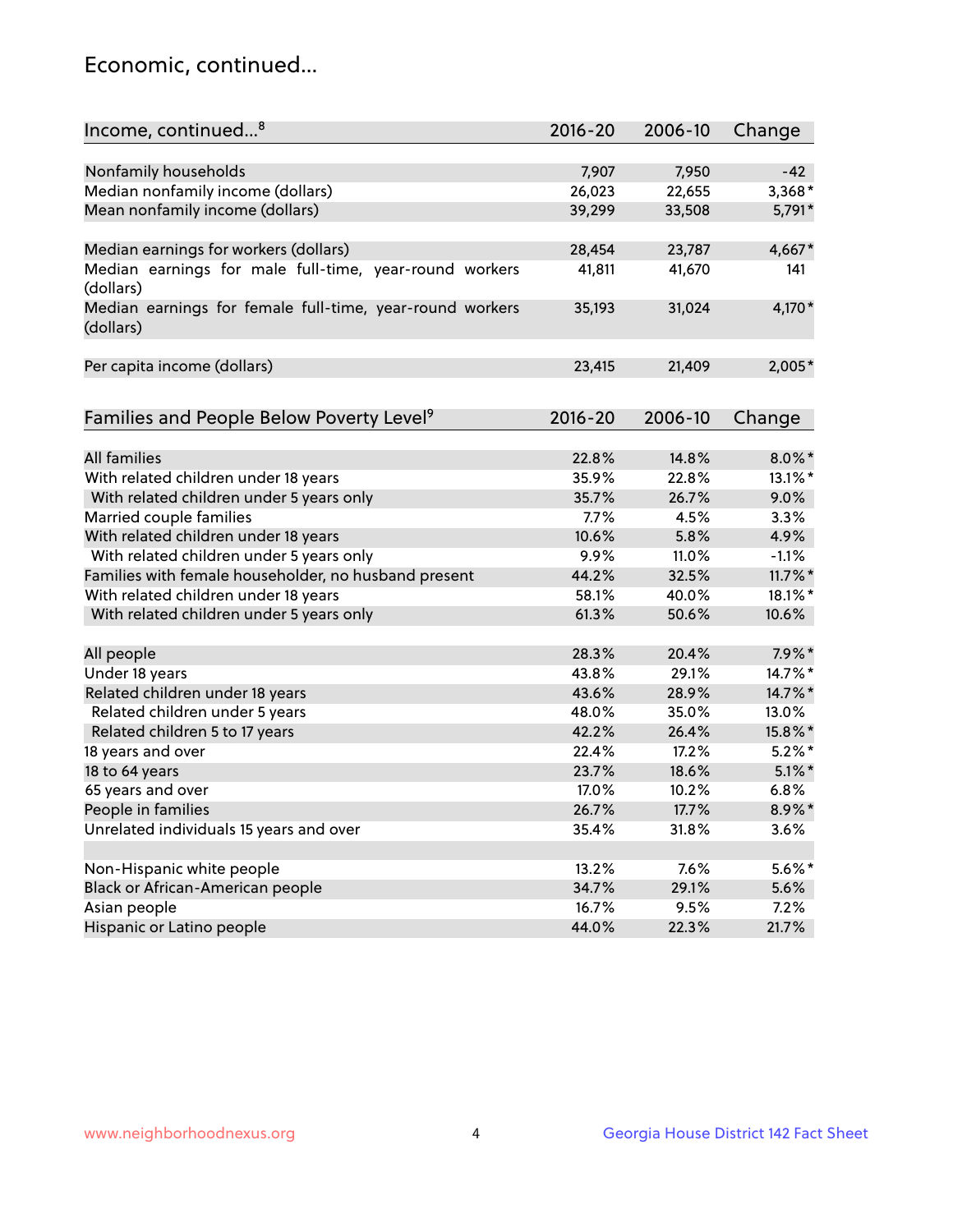## Economic, continued...

| Income, continued...[8] | 2016-20 | 2006-10 | Change |
|---|---|---|---|
| Nonfamily households | 7,907 | 7,950 | -42 |
| Median nonfamily income (dollars) | 26,023 | 22,655 | 3,368* |
| Mean nonfamily income (dollars) | 39,299 | 33,508 | 5,791* |
| Median earnings for workers (dollars) | 28,454 | 23,787 | 4,667* |
| Median earnings for male full-time, year-round workers (dollars) | 41,811 | 41,670 | 141 |
| Median earnings for female full-time, year-round workers (dollars) | 35,193 | 31,024 | 4,170* |
| Per capita income (dollars) | 23,415 | 21,409 | 2,005* |

| Families and People Below Poverty Level[9] | 2016-20 | 2006-10 | Change |
|---|---|---|---|
| All families | 22.8% | 14.8% | 8.0%* |
| With related children under 18 years | 35.9% | 22.8% | 13.1%* |
| With related children under 5 years only | 35.7% | 26.7% | 9.0% |
| Married couple families | 7.7% | 4.5% | 3.3% |
| With related children under 18 years | 10.6% | 5.8% | 4.9% |
| With related children under 5 years only | 9.9% | 11.0% | -1.1% |
| Families with female householder, no husband present | 44.2% | 32.5% | 11.7%* |
| With related children under 18 years | 58.1% | 40.0% | 18.1%* |
| With related children under 5 years only | 61.3% | 50.6% | 10.6% |
| All people | 28.3% | 20.4% | 7.9%* |
| Under 18 years | 43.8% | 29.1% | 14.7%* |
| Related children under 18 years | 43.6% | 28.9% | 14.7%* |
| Related children under 5 years | 48.0% | 35.0% | 13.0% |
| Related children 5 to 17 years | 42.2% | 26.4% | 15.8%* |
| 18 years and over | 22.4% | 17.2% | 5.2%* |
| 18 to 64 years | 23.7% | 18.6% | 5.1%* |
| 65 years and over | 17.0% | 10.2% | 6.8% |
| People in families | 26.7% | 17.7% | 8.9%* |
| Unrelated individuals 15 years and over | 35.4% | 31.8% | 3.6% |
| Non-Hispanic white people | 13.2% | 7.6% | 5.6%* |
| Black or African-American people | 34.7% | 29.1% | 5.6% |
| Asian people | 16.7% | 9.5% | 7.2% |
| Hispanic or Latino people | 44.0% | 22.3% | 21.7% |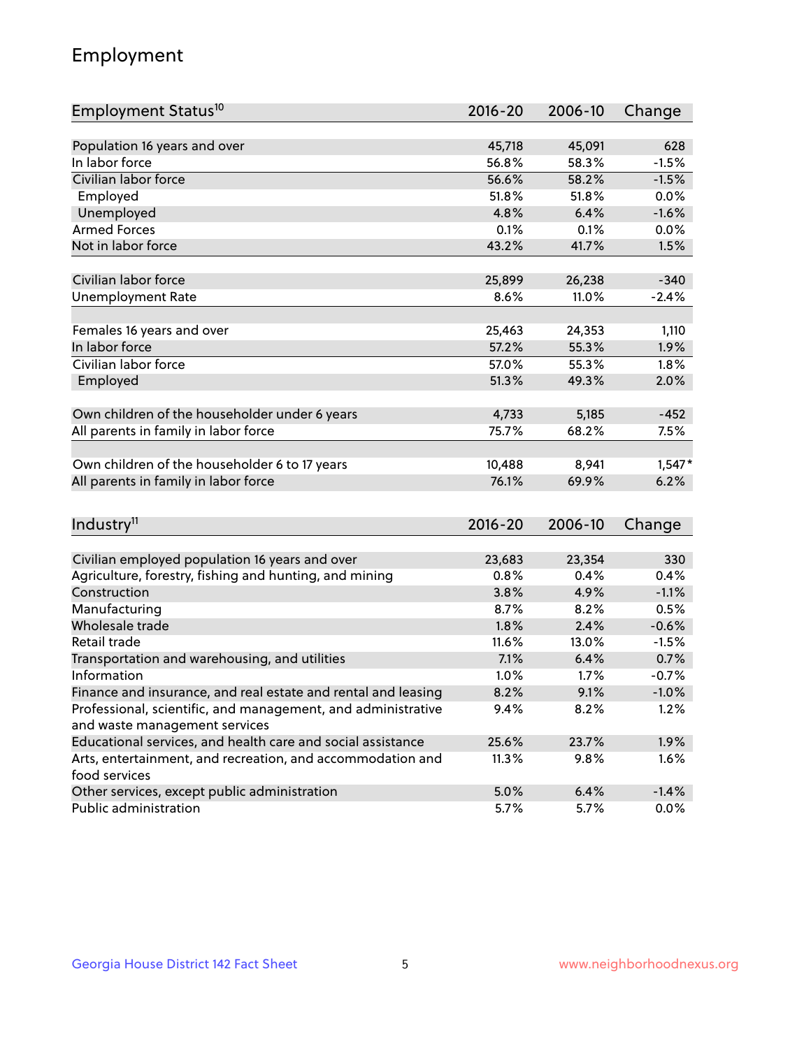## Employment

| Employment Status[10] | 2016-20 | 2006-10 | Change |
|---|---|---|---|
| Population 16 years and over | 45,718 | 45,091 | 628 |
| In labor force | 56.8% | 58.3% | -1.5% |
| Civilian labor force | 56.6% | 58.2% | -1.5% |
| Employed | 51.8% | 51.8% | 0.0% |
| Unemployed | 4.8% | 6.4% | -1.6% |
| Armed Forces | 0.1% | 0.1% | 0.0% |
| Not in labor force | 43.2% | 41.7% | 1.5% |
| | | | |
| Civilian labor force | 25,899 | 26,238 | -340 |
| Unemployment Rate | 8.6% | 11.0% | -2.4% |
| | | | |
| Females 16 years and over | 25,463 | 24,353 | 1,110 |
| In labor force | 57.2% | 55.3% | 1.9% |
| Civilian labor force | 57.0% | 55.3% | 1.8% |
| Employed | 51.3% | 49.3% | 2.0% |
| | | | |
| Own children of the householder under 6 years | 4,733 | 5,185 | -452 |
| All parents in family in labor force | 75.7% | 68.2% | 7.5% |
| | | | |
| Own children of the householder 6 to 17 years | 10,488 | 8,941 | 1,547* |
| All parents in family in labor force | 76.1% | 69.9% | 6.2% |

| Industry[11] | 2016-20 | 2006-10 | Change |
|---|---|---|---|
| Civilian employed population 16 years and over | 23,683 | 23,354 | 330 |
| Agriculture, forestry, fishing and hunting, and mining | 0.8% | 0.4% | 0.4% |
| Construction | 3.8% | 4.9% | -1.1% |
| Manufacturing | 8.7% | 8.2% | 0.5% |
| Wholesale trade | 1.8% | 2.4% | -0.6% |
| Retail trade | 11.6% | 13.0% | -1.5% |
| Transportation and warehousing, and utilities | 7.1% | 6.4% | 0.7% |
| Information | 1.0% | 1.7% | -0.7% |
| Finance and insurance, and real estate and rental and leasing | 8.2% | 9.1% | -1.0% |
| Professional, scientific, and management, and administrative and waste management services | 9.4% | 8.2% | 1.2% |
| Educational services, and health care and social assistance | 25.6% | 23.7% | 1.9% |
| Arts, entertainment, and recreation, and accommodation and food services | 11.3% | 9.8% | 1.6% |
| Other services, except public administration | 5.0% | 6.4% | -1.4% |
| Public administration | 5.7% | 5.7% | 0.0% |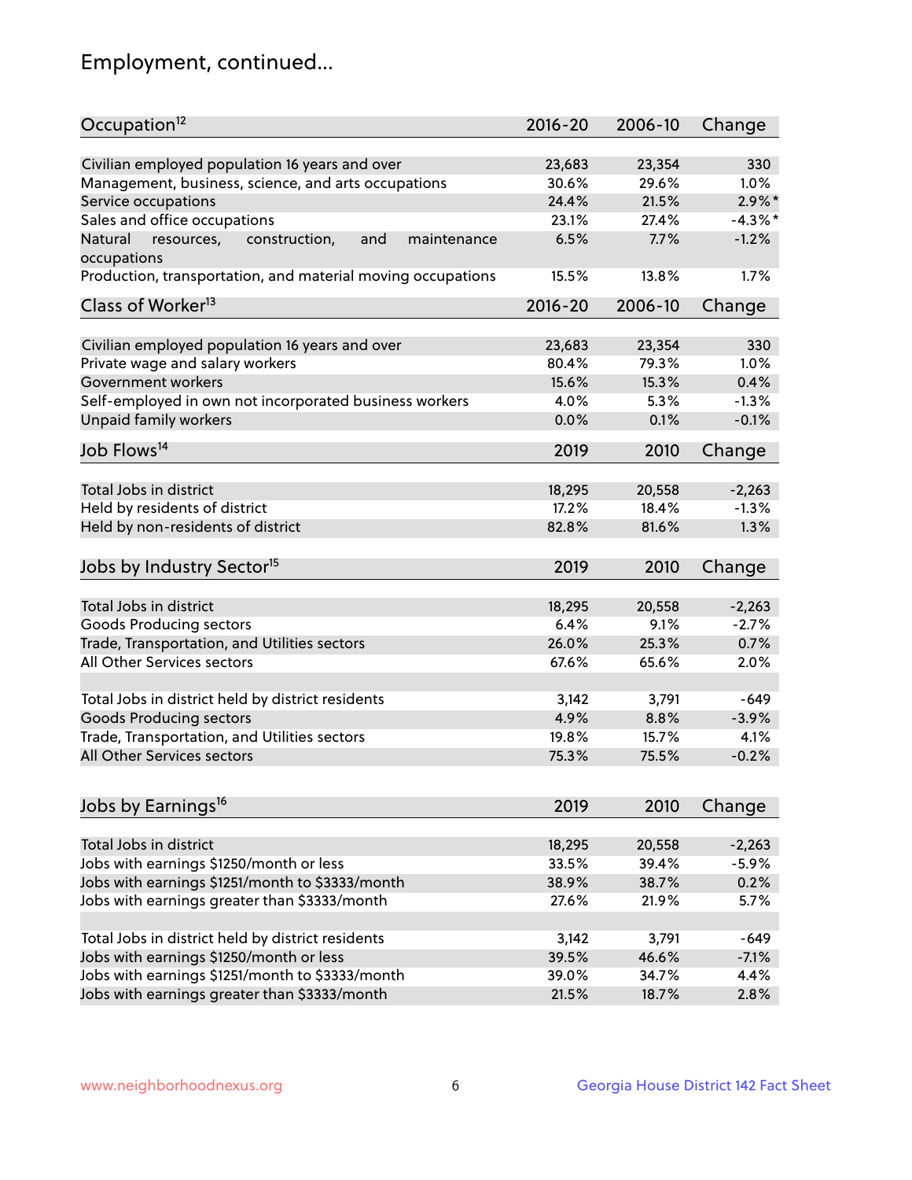# Employment, continued...

| Occupation[12] | 2016-20 | 2006-10 | Change |
|---|---|---|---|
| Civilian employed population 16 years and over | 23,683 | 23,354 | 330 |
| Management, business, science, and arts occupations | 30.6% | 29.6% | 1.0% |
| Service occupations | 24.4% | 21.5% | 2.9%* |
| Sales and office occupations | 23.1% | 27.4% | -4.3%* |
| Natural resources, construction, and maintenance occupations | 6.5% | 7.7% | -1.2% |
| Production, transportation, and material moving occupations | 15.5% | 13.8% | 1.7% |

| Class of Worker[13] | 2016-20 | 2006-10 | Change |
|---|---|---|---|
| Civilian employed population 16 years and over | 23,683 | 23,354 | 330 |
| Private wage and salary workers | 80.4% | 79.3% | 1.0% |
| Government workers | 15.6% | 15.3% | 0.4% |
| Self-employed in own not incorporated business workers | 4.0% | 5.3% | -1.3% |
| Unpaid family workers | 0.0% | 0.1% | -0.1% |

| Job Flows[14] | 2019 | 2010 | Change |
|---|---|---|---|
| Total Jobs in district | 18,295 | 20,558 | -2,263 |
| Held by residents of district | 17.2% | 18.4% | -1.3% |
| Held by non-residents of district | 82.8% | 81.6% | 1.3% |

| Jobs by Industry Sector[15] | 2019 | 2010 | Change |
|---|---|---|---|
| Total Jobs in district | 18,295 | 20,558 | -2,263 |
| Goods Producing sectors | 6.4% | 9.1% | -2.7% |
| Trade, Transportation, and Utilities sectors | 26.0% | 25.3% | 0.7% |
| All Other Services sectors | 67.6% | 65.6% | 2.0% |
| | | | |
| Total Jobs in district held by district residents | 3,142 | 3,791 | -649 |
| Goods Producing sectors | 4.9% | 8.8% | -3.9% |
| Trade, Transportation, and Utilities sectors | 19.8% | 15.7% | 4.1% |
| All Other Services sectors | 75.3% | 75.5% | -0.2% |

| Jobs by Earnings[16] | 2019 | 2010 | Change |
|---|---|---|---|
| Total Jobs in district | 18,295 | 20,558 | -2,263 |
| Jobs with earnings $1250/month or less | 33.5% | 39.4% | -5.9% |
| Jobs with earnings $1251/month to $3333/month | 38.9% | 38.7% | 0.2% |
| Jobs with earnings greater than $3333/month | 27.6% | 21.9% | 5.7% |
| | | | |
| Total Jobs in district held by district residents | 3,142 | 3,791 | -649 |
| Jobs with earnings $1250/month or less | 39.5% | 46.6% | -7.1% |
| Jobs with earnings $1251/month to $3333/month | 39.0% | 34.7% | 4.4% |
| Jobs with earnings greater than $3333/month | 21.5% | 18.7% | 2.8% |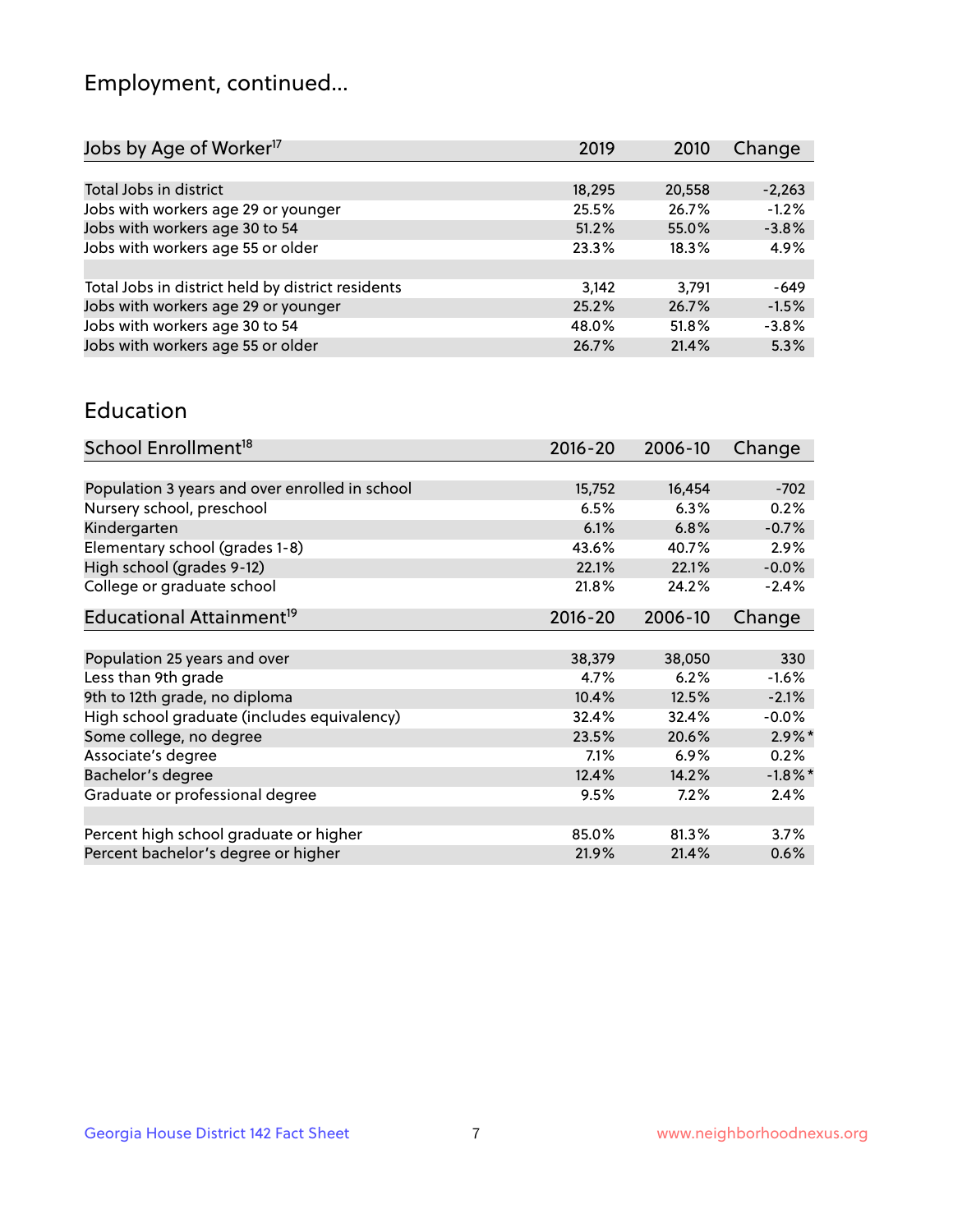## Employment, continued...

| Jobs by Age of Worker[17] | 2019 | 2010 | Change |
|---|---|---|---|
| | | | |
| Total Jobs in district | 18,295 | 20,558 | -2,263 |
| Jobs with workers age 29 or younger | 25.5% | 26.7% | -1.2% |
| Jobs with workers age 30 to 54 | 51.2% | 55.0% | -3.8% |
| Jobs with workers age 55 or older | 23.3% | 18.3% | 4.9% |
| | | | |
| Total Jobs in district held by district residents | 3,142 | 3,791 | -649 |
| Jobs with workers age 29 or younger | 25.2% | 26.7% | -1.5% |
| Jobs with workers age 30 to 54 | 48.0% | 51.8% | -3.8% |
| Jobs with workers age 55 or older | 26.7% | 21.4% | 5.3% |

## Education

| School Enrollment[18] | 2016-20 | 2006-10 | Change |
|---|---|---|---|
| | | | |
| Population 3 years and over enrolled in school | 15,752 | 16,454 | -702 |
| Nursery school, preschool | 6.5% | 6.3% | 0.2% |
| Kindergarten | 6.1% | 6.8% | -0.7% |
| Elementary school (grades 1-8) | 43.6% | 40.7% | 2.9% |
| High school (grades 9-12) | 22.1% | 22.1% | -0.0% |
| College or graduate school | 21.8% | 24.2% | -2.4% |

| Educational Attainment[19] | 2016-20 | 2006-10 | Change |
|---|---|---|---|
| | | | |
| Population 25 years and over | 38,379 | 38,050 | 330 |
| Less than 9th grade | 4.7% | 6.2% | -1.6% |
| 9th to 12th grade, no diploma | 10.4% | 12.5% | -2.1% |
| High school graduate (includes equivalency) | 32.4% | 32.4% | -0.0% |
| Some college, no degree | 23.5% | 20.6% | 2.9%* |
| Associate's degree | 7.1% | 6.9% | 0.2% |
| Bachelor's degree | 12.4% | 14.2% | -1.8%* |
| Graduate or professional degree | 9.5% | 7.2% | 2.4% |
| | | | |
| Percent high school graduate or higher | 85.0% | 81.3% | 3.7% |
| Percent bachelor's degree or higher | 21.9% | 21.4% | 0.6% |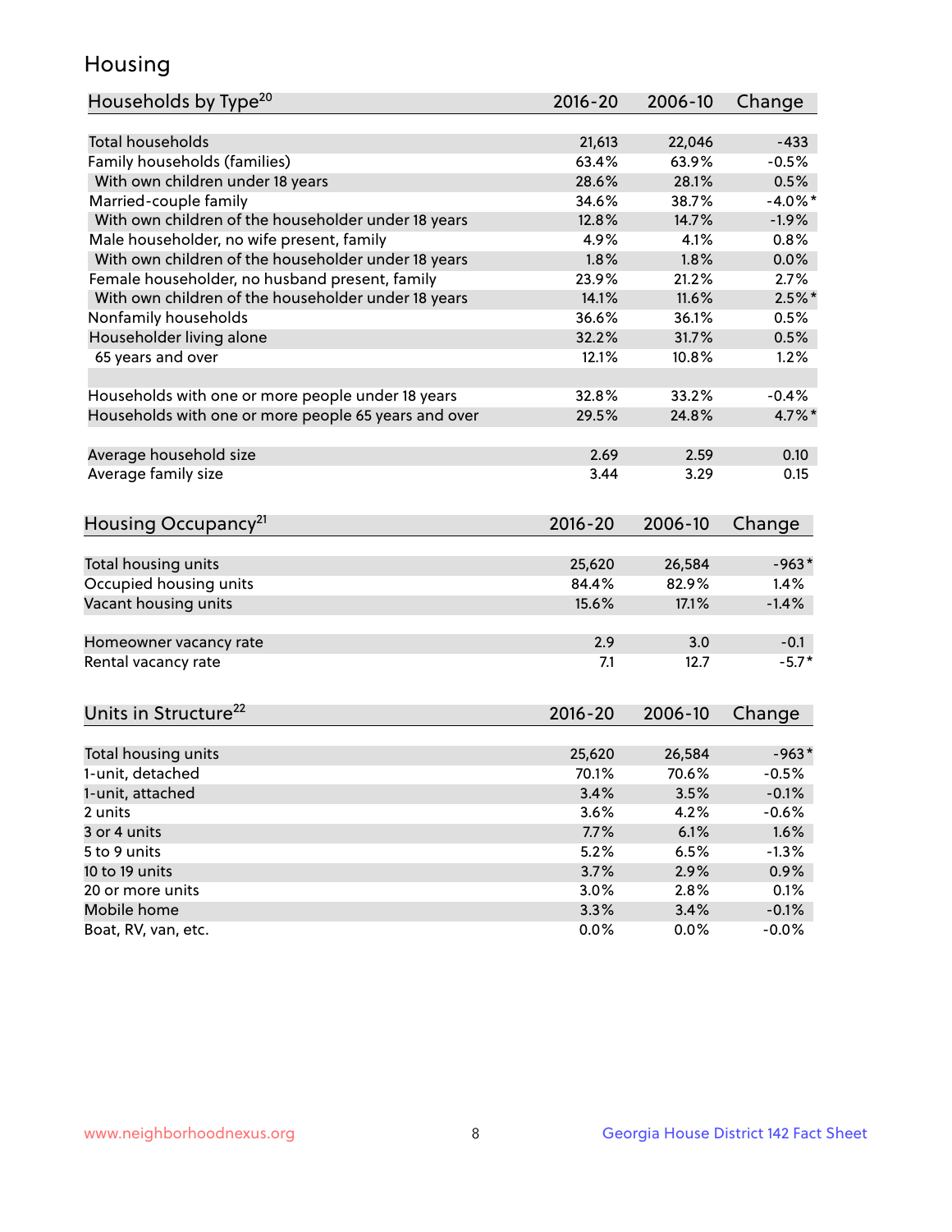# Housing

| Households by Type[20] | 2016-20 | 2006-10 | Change |
|---|---|---|---|
| Total households | 21,613 | 22,046 | -433 |
| Family households (families) | 63.4% | 63.9% | -0.5% |
| With own children under 18 years | 28.6% | 28.1% | 0.5% |
| Married-couple family | 34.6% | 38.7% | -4.0%* |
| With own children of the householder under 18 years | 12.8% | 14.7% | -1.9% |
| Male householder, no wife present, family | 4.9% | 4.1% | 0.8% |
| With own children of the householder under 18 years | 1.8% | 1.8% | 0.0% |
| Female householder, no husband present, family | 23.9% | 21.2% | 2.7% |
| With own children of the householder under 18 years | 14.1% | 11.6% | 2.5%* |
| Nonfamily households | 36.6% | 36.1% | 0.5% |
| Householder living alone | 32.2% | 31.7% | 0.5% |
| 65 years and over | 12.1% | 10.8% | 1.2% |
| | | | |
| Households with one or more people under 18 years | 32.8% | 33.2% | -0.4% |
| Households with one or more people 65 years and over | 29.5% | 24.8% | 4.7%* |
| | | | |
| Average household size | 2.69 | 2.59 | 0.10 |
| Average family size | 3.44 | 3.29 | 0.15 |

| Housing Occupancy[21] | 2016-20 | 2006-10 | Change |
|---|---|---|---|
| Total housing units | 25,620 | 26,584 | -963* |
| Occupied housing units | 84.4% | 82.9% | 1.4% |
| Vacant housing units | 15.6% | 17.1% | -1.4% |
| | | | |
| Homeowner vacancy rate | 2.9 | 3.0 | -0.1 |
| Rental vacancy rate | 7.1 | 12.7 | -5.7* |

| Units in Structure[22] | 2016-20 | 2006-10 | Change |
|---|---|---|---|
| Total housing units | 25,620 | 26,584 | -963* |
| 1-unit, detached | 70.1% | 70.6% | -0.5% |
| 1-unit, attached | 3.4% | 3.5% | -0.1% |
| 2 units | 3.6% | 4.2% | -0.6% |
| 3 or 4 units | 7.7% | 6.1% | 1.6% |
| 5 to 9 units | 5.2% | 6.5% | -1.3% |
| 10 to 19 units | 3.7% | 2.9% | 0.9% |
| 20 or more units | 3.0% | 2.8% | 0.1% |
| Mobile home | 3.3% | 3.4% | -0.1% |
| Boat, RV, van, etc. | 0.0% | 0.0% | -0.0% |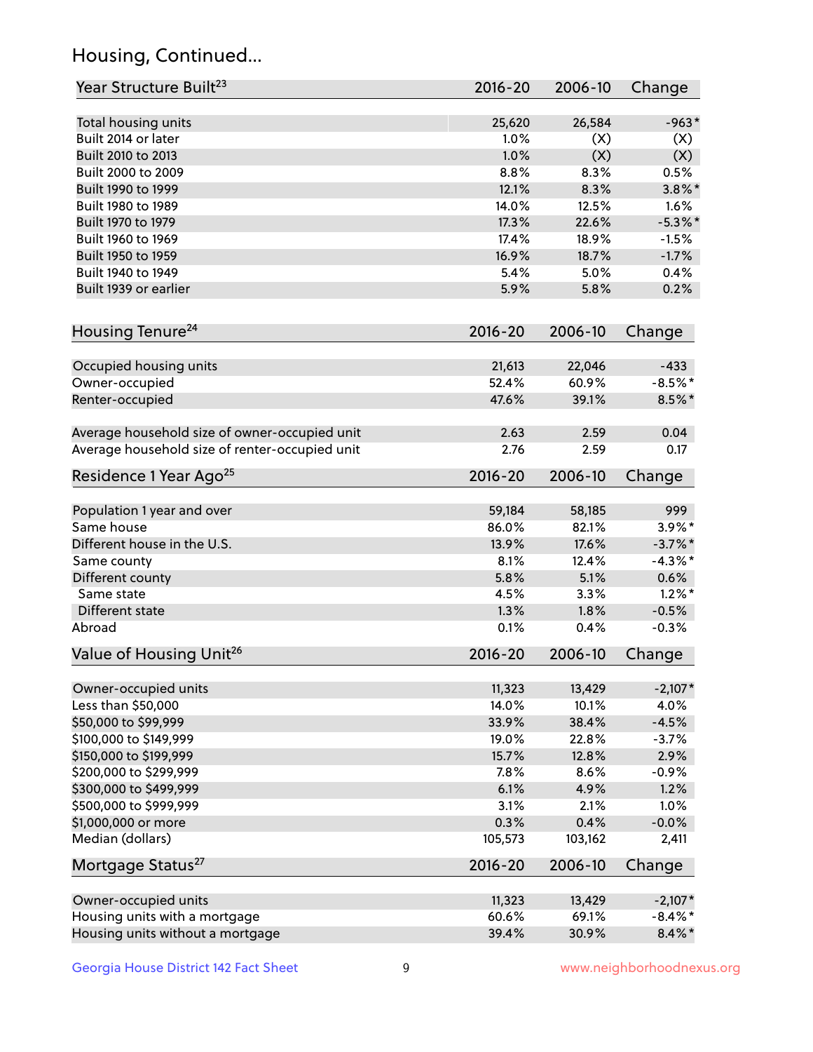## Housing, Continued...

| Year Structure Built[23] | 2016-20 | 2006-10 | Change |
|---|---|---|---|
| Total housing units | 25,620 | 26,584 | -963* |
| Built 2014 or later | 1.0% | (X) | (X) |
| Built 2010 to 2013 | 1.0% | (X) | (X) |
| Built 2000 to 2009 | 8.8% | 8.3% | 0.5% |
| Built 1990 to 1999 | 12.1% | 8.3% | 3.8%* |
| Built 1980 to 1989 | 14.0% | 12.5% | 1.6% |
| Built 1970 to 1979 | 17.3% | 22.6% | -5.3%* |
| Built 1960 to 1969 | 17.4% | 18.9% | -1.5% |
| Built 1950 to 1959 | 16.9% | 18.7% | -1.7% |
| Built 1940 to 1949 | 5.4% | 5.0% | 0.4% |
| Built 1939 or earlier | 5.9% | 5.8% | 0.2% |

| Housing Tenure[24] | 2016-20 | 2006-10 | Change |
|---|---|---|---|
| Occupied housing units | 21,613 | 22,046 | -433 |
| Owner-occupied | 52.4% | 60.9% | -8.5%* |
| Renter-occupied | 47.6% | 39.1% | 8.5%* |
| Average household size of owner-occupied unit | 2.63 | 2.59 | 0.04 |
| Average household size of renter-occupied unit | 2.76 | 2.59 | 0.17 |

| Residence 1 Year Ago[25] | 2016-20 | 2006-10 | Change |
|---|---|---|---|
| Population 1 year and over | 59,184 | 58,185 | 999 |
| Same house | 86.0% | 82.1% | 3.9%* |
| Different house in the U.S. | 13.9% | 17.6% | -3.7%* |
| Same county | 8.1% | 12.4% | -4.3%* |
| Different county | 5.8% | 5.1% | 0.6% |
| Same state | 4.5% | 3.3% | 1.2%* |
| Different state | 1.3% | 1.8% | -0.5% |
| Abroad | 0.1% | 0.4% | -0.3% |

| Value of Housing Unit[26] | 2016-20 | 2006-10 | Change |
|---|---|---|---|
| Owner-occupied units | 11,323 | 13,429 | -2,107* |
| Less than $50,000 | 14.0% | 10.1% | 4.0% |
| $50,000 to $99,999 | 33.9% | 38.4% | -4.5% |
| $100,000 to $149,999 | 19.0% | 22.8% | -3.7% |
| $150,000 to $199,999 | 15.7% | 12.8% | 2.9% |
| $200,000 to $299,999 | 7.8% | 8.6% | -0.9% |
| $300,000 to $499,999 | 6.1% | 4.9% | 1.2% |
| $500,000 to $999,999 | 3.1% | 2.1% | 1.0% |
| $1,000,000 or more | 0.3% | 0.4% | -0.0% |
| Median (dollars) | 105,573 | 103,162 | 2,411 |

| Mortgage Status[27] | 2016-20 | 2006-10 | Change |
|---|---|---|---|
| Owner-occupied units | 11,323 | 13,429 | -2,107* |
| Housing units with a mortgage | 60.6% | 69.1% | -8.4%* |
| Housing units without a mortgage | 39.4% | 30.9% | 8.4%* |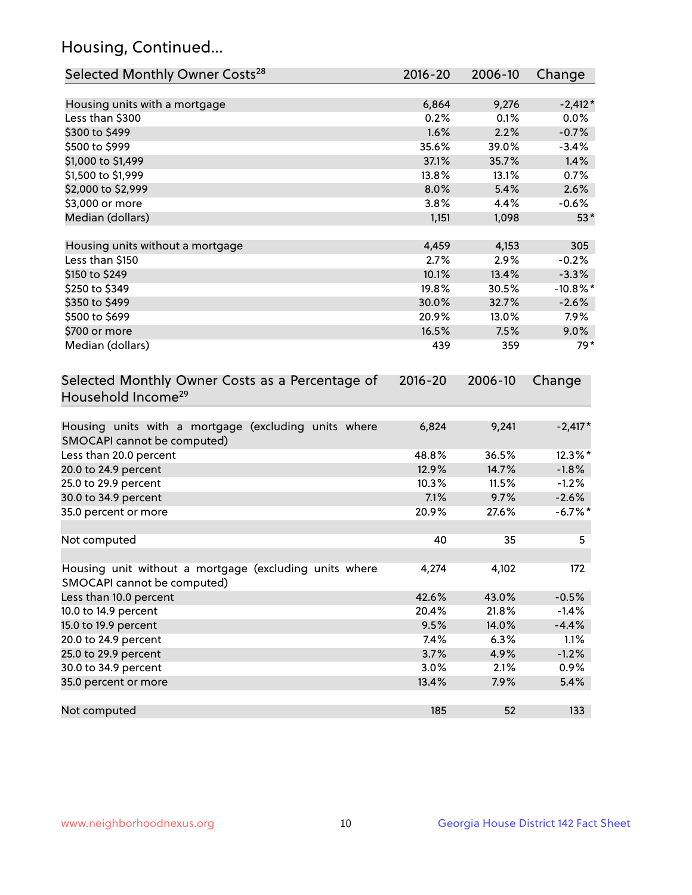## Housing, Continued...

| Selected Monthly Owner Costs[28] | 2016-20 | 2006-10 | Change |
|---|---|---|---|
| Housing units with a mortgage | 6,864 | 9,276 | -2,412* |
| Less than $300 | 0.2% | 0.1% | 0.0% |
| $300 to $499 | 1.6% | 2.2% | -0.7% |
| $500 to $999 | 35.6% | 39.0% | -3.4% |
| $1,000 to $1,499 | 37.1% | 35.7% | 1.4% |
| $1,500 to $1,999 | 13.8% | 13.1% | 0.7% |
| $2,000 to $2,999 | 8.0% | 5.4% | 2.6% |
| $3,000 or more | 3.8% | 4.4% | -0.6% |
| Median (dollars) | 1,151 | 1,098 | 53* |
| Housing units without a mortgage | 4,459 | 4,153 | 305 |
| Less than $150 | 2.7% | 2.9% | -0.2% |
| $150 to $249 | 10.1% | 13.4% | -3.3% |
| $250 to $349 | 19.8% | 30.5% | -10.8%* |
| $350 to $499 | 30.0% | 32.7% | -2.6% |
| $500 to $699 | 20.9% | 13.0% | 7.9% |
| $700 or more | 16.5% | 7.5% | 9.0% |
| Median (dollars) | 439 | 359 | 79* |

| Selected Monthly Owner Costs as a Percentage of Household Income[29] | 2016-20 | 2006-10 | Change |
|---|---|---|---|
| Housing units with a mortgage (excluding units where SMOCAPI cannot be computed) | 6,824 | 9,241 | -2,417* |
| Less than 20.0 percent | 48.8% | 36.5% | 12.3%* |
| 20.0 to 24.9 percent | 12.9% | 14.7% | -1.8% |
| 25.0 to 29.9 percent | 10.3% | 11.5% | -1.2% |
| 30.0 to 34.9 percent | 7.1% | 9.7% | -2.6% |
| 35.0 percent or more | 20.9% | 27.6% | -6.7%* |
| Not computed | 40 | 35 | 5 |
| Housing unit without a mortgage (excluding units where SMOCAPI cannot be computed) | 4,274 | 4,102 | 172 |
| Less than 10.0 percent | 42.6% | 43.0% | -0.5% |
| 10.0 to 14.9 percent | 20.4% | 21.8% | -1.4% |
| 15.0 to 19.9 percent | 9.5% | 14.0% | -4.4% |
| 20.0 to 24.9 percent | 7.4% | 6.3% | 1.1% |
| 25.0 to 29.9 percent | 3.7% | 4.9% | -1.2% |
| 30.0 to 34.9 percent | 3.0% | 2.1% | 0.9% |
| 35.0 percent or more | 13.4% | 7.9% | 5.4% |
| Not computed | 185 | 52 | 133 |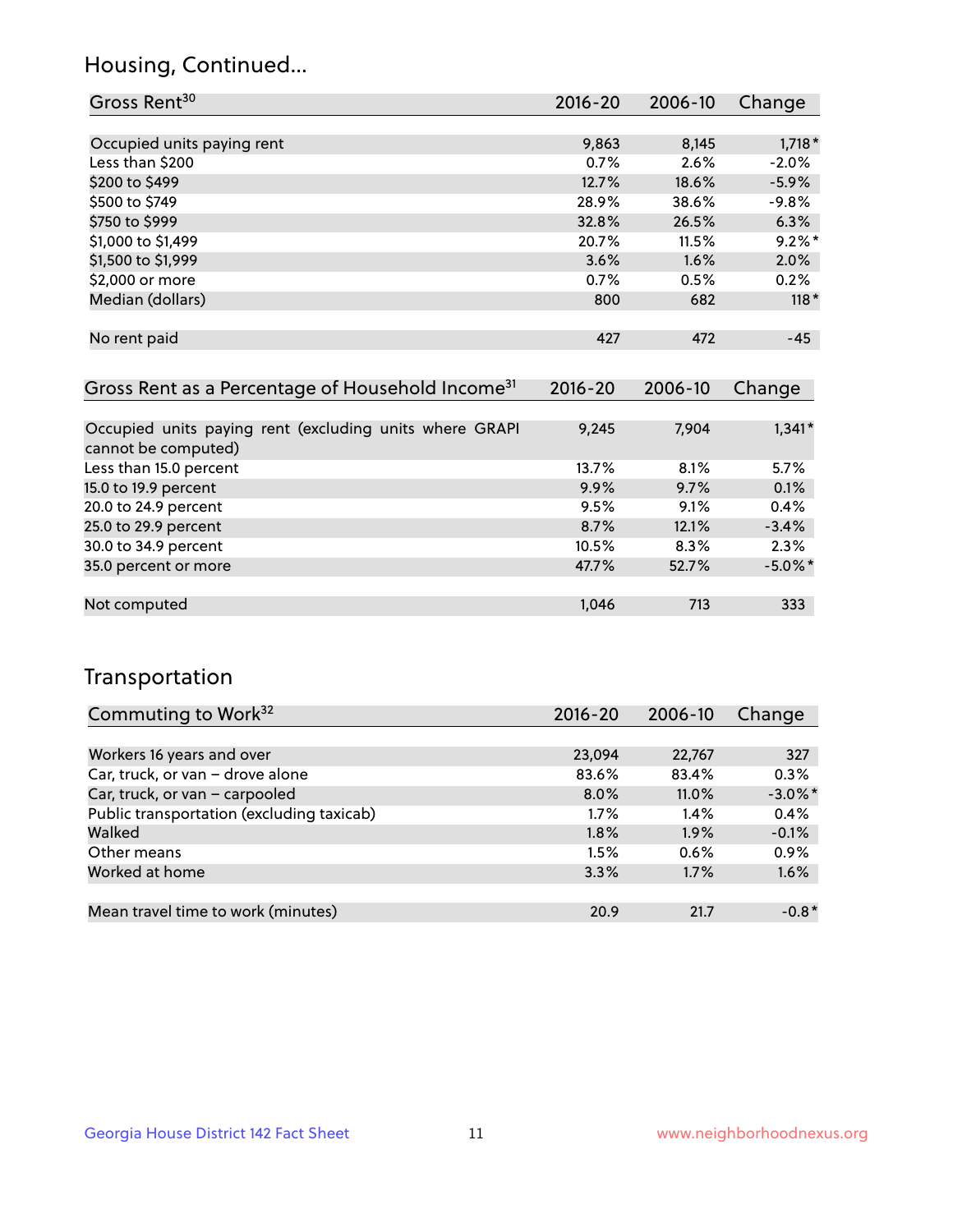## Housing, Continued...

| Gross Rent[30] | 2016-20 | 2006-10 | Change |
|---|---|---|---|
| Occupied units paying rent | 9,863 | 8,145 | 1,718* |
| Less than $200 | 0.7% | 2.6% | -2.0% |
| $200 to $499 | 12.7% | 18.6% | -5.9% |
| $500 to $749 | 28.9% | 38.6% | -9.8% |
| $750 to $999 | 32.8% | 26.5% | 6.3% |
| $1,000 to $1,499 | 20.7% | 11.5% | 9.2%* |
| $1,500 to $1,999 | 3.6% | 1.6% | 2.0% |
| $2,000 or more | 0.7% | 0.5% | 0.2% |
| Median (dollars) | 800 | 682 | 118* |
| No rent paid | 427 | 472 | -45 |

| Gross Rent as a Percentage of Household Income[31] | 2016-20 | 2006-10 | Change |
|---|---|---|---|
| Occupied units paying rent (excluding units where GRAPI cannot be computed) | 9,245 | 7,904 | 1,341* |
| Less than 15.0 percent | 13.7% | 8.1% | 5.7% |
| 15.0 to 19.9 percent | 9.9% | 9.7% | 0.1% |
| 20.0 to 24.9 percent | 9.5% | 9.1% | 0.4% |
| 25.0 to 29.9 percent | 8.7% | 12.1% | -3.4% |
| 30.0 to 34.9 percent | 10.5% | 8.3% | 2.3% |
| 35.0 percent or more | 47.7% | 52.7% | -5.0%* |
| Not computed | 1,046 | 713 | 333 |

## Transportation

| Commuting to Work[32] | 2016-20 | 2006-10 | Change |
|---|---|---|---|
| Workers 16 years and over | 23,094 | 22,767 | 327 |
| Car, truck, or van – drove alone | 83.6% | 83.4% | 0.3% |
| Car, truck, or van – carpooled | 8.0% | 11.0% | -3.0%* |
| Public transportation (excluding taxicab) | 1.7% | 1.4% | 0.4% |
| Walked | 1.8% | 1.9% | -0.1% |
| Other means | 1.5% | 0.6% | 0.9% |
| Worked at home | 3.3% | 1.7% | 1.6% |
| Mean travel time to work (minutes) | 20.9 | 21.7 | -0.8* |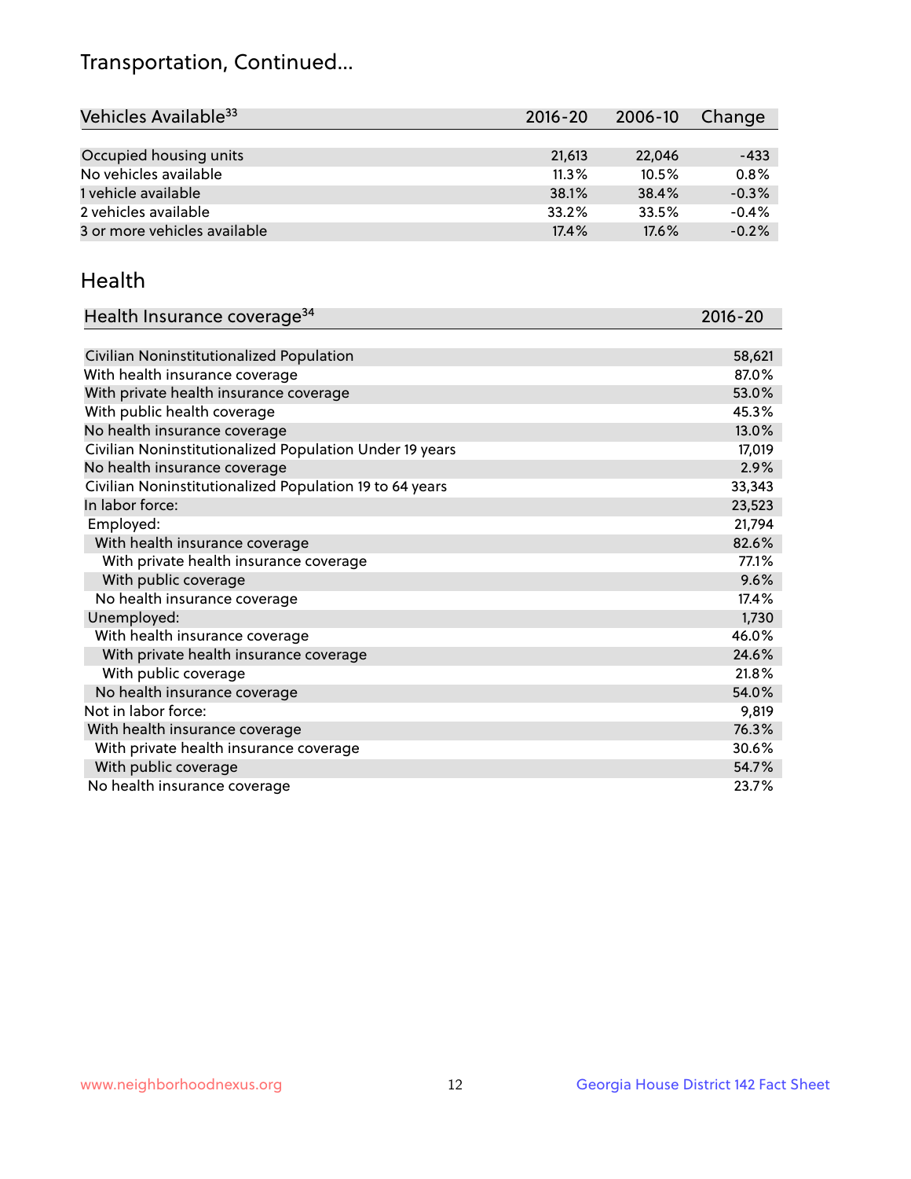# Transportation, Continued...

| Vehicles Available[33] | 2016-20 | 2006-10 | Change |
|---|---|---|---|
| Occupied housing units | 21,613 | 22,046 | -433 |
| No vehicles available | 11.3% | 10.5% | 0.8% |
| 1 vehicle available | 38.1% | 38.4% | -0.3% |
| 2 vehicles available | 33.2% | 33.5% | -0.4% |
| 3 or more vehicles available | 17.4% | 17.6% | -0.2% |

## Health

| Health Insurance coverage[34] | 2016-20 |
|---|---|
| Civilian Noninstitutionalized Population | 58,621 |
| With health insurance coverage | 87.0% |
| With private health insurance coverage | 53.0% |
| With public health coverage | 45.3% |
| No health insurance coverage | 13.0% |
| Civilian Noninstitutionalized Population Under 19 years | 17,019 |
| No health insurance coverage | 2.9% |
| Civilian Noninstitutionalized Population 19 to 64 years | 33,343 |
| In labor force: | 23,523 |
| Employed: | 21,794 |
| With health insurance coverage | 82.6% |
| With private health insurance coverage | 77.1% |
| With public coverage | 9.6% |
| No health insurance coverage | 17.4% |
| Unemployed: | 1,730 |
| With health insurance coverage | 46.0% |
| With private health insurance coverage | 24.6% |
| With public coverage | 21.8% |
| No health insurance coverage | 54.0% |
| Not in labor force: | 9,819 |
| With health insurance coverage | 76.3% |
| With private health insurance coverage | 30.6% |
| With public coverage | 54.7% |
| No health insurance coverage | 23.7% |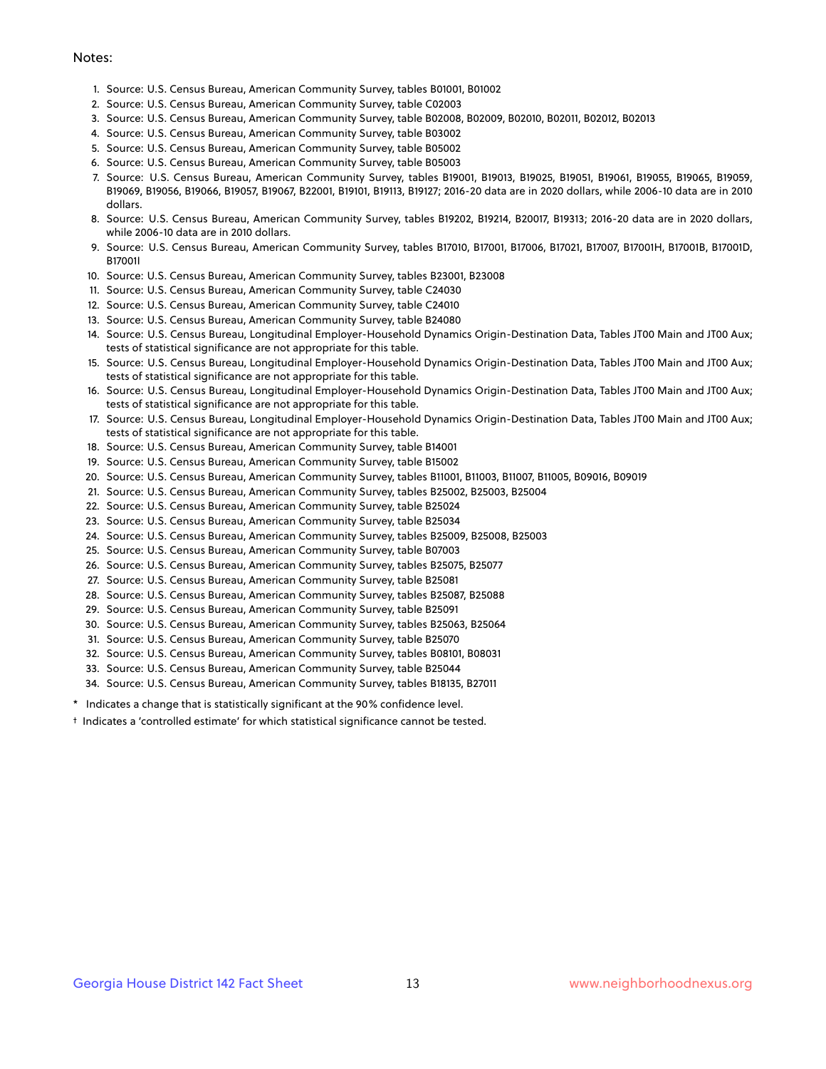Notes:

1. Source: U.S. Census Bureau, American Community Survey, tables B01001, B01002
2. Source: U.S. Census Bureau, American Community Survey, table C02003
3. Source: U.S. Census Bureau, American Community Survey, table B02008, B02009, B02010, B02011, B02012, B02013
4. Source: U.S. Census Bureau, American Community Survey, table B03002
5. Source: U.S. Census Bureau, American Community Survey, table B05002
6. Source: U.S. Census Bureau, American Community Survey, table B05003
7. Source: U.S. Census Bureau, American Community Survey, tables B19001, B19013, B19025, B19051, B19061, B19055, B19065, B19059, B19069, B19056, B19066, B19057, B19067, B22001, B19101, B19113, B19127; 2016-20 data are in 2020 dollars, while 2006-10 data are in 2010 dollars.
8. Source: U.S. Census Bureau, American Community Survey, tables B19202, B19214, B20017, B19313; 2016-20 data are in 2020 dollars, while 2006-10 data are in 2010 dollars.
9. Source: U.S. Census Bureau, American Community Survey, tables B17010, B17001, B17006, B17021, B17007, B17001H, B17001B, B17001D, B17001I
10. Source: U.S. Census Bureau, American Community Survey, tables B23001, B23008
11. Source: U.S. Census Bureau, American Community Survey, table C24030
12. Source: U.S. Census Bureau, American Community Survey, table C24010
13. Source: U.S. Census Bureau, American Community Survey, table B24080
14. Source: U.S. Census Bureau, Longitudinal Employer-Household Dynamics Origin-Destination Data, Tables JT00 Main and JT00 Aux; tests of statistical significance are not appropriate for this table.
15. Source: U.S. Census Bureau, Longitudinal Employer-Household Dynamics Origin-Destination Data, Tables JT00 Main and JT00 Aux; tests of statistical significance are not appropriate for this table.
16. Source: U.S. Census Bureau, Longitudinal Employer-Household Dynamics Origin-Destination Data, Tables JT00 Main and JT00 Aux; tests of statistical significance are not appropriate for this table.
17. Source: U.S. Census Bureau, Longitudinal Employer-Household Dynamics Origin-Destination Data, Tables JT00 Main and JT00 Aux; tests of statistical significance are not appropriate for this table.
18. Source: U.S. Census Bureau, American Community Survey, table B14001
19. Source: U.S. Census Bureau, American Community Survey, table B15002
20. Source: U.S. Census Bureau, American Community Survey, tables B11001, B11003, B11007, B11005, B09016, B09019
21. Source: U.S. Census Bureau, American Community Survey, tables B25002, B25003, B25004
22. Source: U.S. Census Bureau, American Community Survey, table B25024
23. Source: U.S. Census Bureau, American Community Survey, table B25034
24. Source: U.S. Census Bureau, American Community Survey, tables B25009, B25008, B25003
25. Source: U.S. Census Bureau, American Community Survey, table B07003
26. Source: U.S. Census Bureau, American Community Survey, tables B25075, B25077
27. Source: U.S. Census Bureau, American Community Survey, table B25081
28. Source: U.S. Census Bureau, American Community Survey, tables B25087, B25088
29. Source: U.S. Census Bureau, American Community Survey, table B25091
30. Source: U.S. Census Bureau, American Community Survey, tables B25063, B25064
31. Source: U.S. Census Bureau, American Community Survey, table B25070
32. Source: U.S. Census Bureau, American Community Survey, tables B08101, B08031
33. Source: U.S. Census Bureau, American Community Survey, table B25044
34. Source: U.S. Census Bureau, American Community Survey, tables B18135, B27011

\* Indicates a change that is statistically significant at the 90% confidence level.

† Indicates a 'controlled estimate' for which statistical significance cannot be tested.